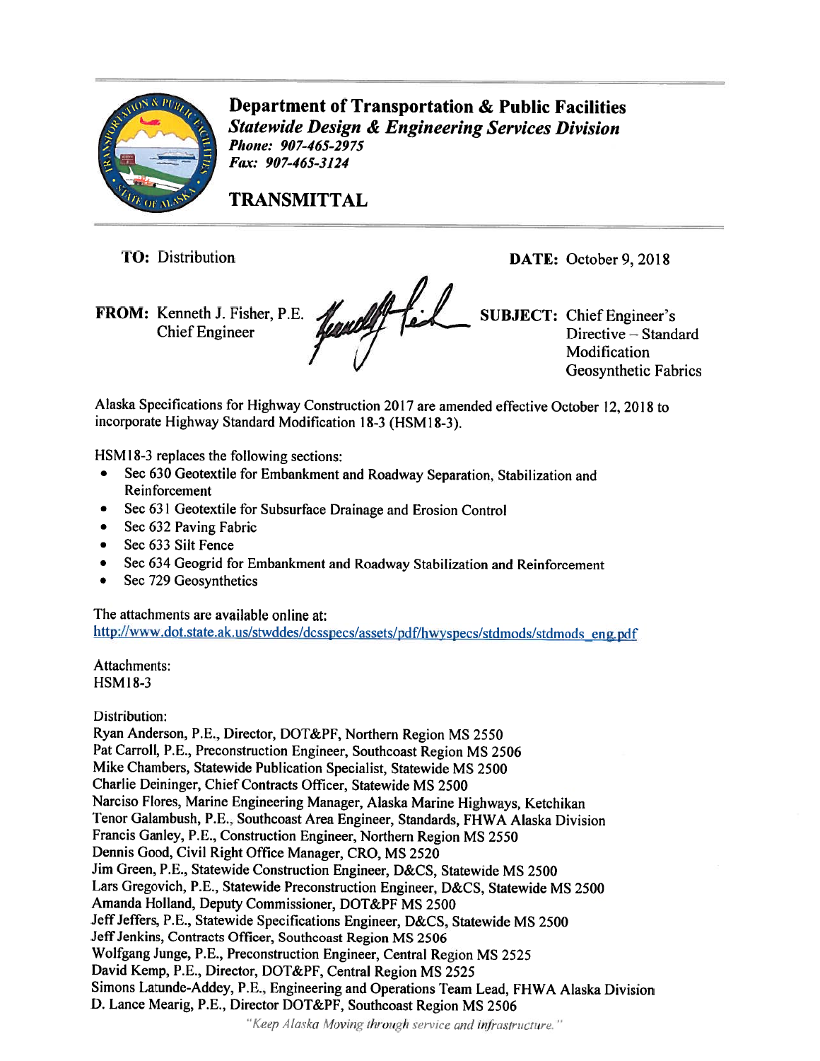# Department of Transportation & Public Facilities

***Statewide Design & Engineering Services Division***

***Phone: 907-465-2975***

***Fax: 907-465-3124***

## TRANSMITTAL

**TO:** Distribution

**DATE:** October 9, 2018

**FROM:** Kenneth J. Fisher, P.E.
Chief Engineer

**SUBJECT:** Chief Engineer's Directive – Standard Modification Geosynthetic Fabrics

Alaska Specifications for Highway Construction 2017 are amended effective October 12, 2018 to incorporate Highway Standard Modification 18-3 (HSM18-3).

HSM18-3 replaces the following sections:

- Sec 630 Geotextile for Embankment and Roadway Separation, Stabilization and Reinforcement
- Sec 631 Geotextile for Subsurface Drainage and Erosion Control
- Sec 632 Paving Fabric
- Sec 633 Silt Fence
- Sec 634 Geogrid for Embankment and Roadway Stabilization and Reinforcement
- Sec 729 Geosynthetics

The attachments are available online at:
http://www.dot.state.ak.us/stwddes/dcsspecs/assets/pdf/hwyspecs/stdmods/stdmods_eng.pdf

Attachments:
HSM18-3

Distribution:
Ryan Anderson, P.E., Director, DOT&PF, Northern Region MS 2550
Pat Carroll, P.E., Preconstruction Engineer, Southcoast Region MS 2506
Mike Chambers, Statewide Publication Specialist, Statewide MS 2500
Charlie Deininger, Chief Contracts Officer, Statewide MS 2500
Narciso Flores, Marine Engineering Manager, Alaska Marine Highways, Ketchikan
Tenor Galambush, P.E., Southcoast Area Engineer, Standards, FHWA Alaska Division
Francis Ganley, P.E., Construction Engineer, Northern Region MS 2550
Dennis Good, Civil Right Office Manager, CRO, MS 2520
Jim Green, P.E., Statewide Construction Engineer, D&CS, Statewide MS 2500
Lars Gregovich, P.E., Statewide Preconstruction Engineer, D&CS, Statewide MS 2500
Amanda Holland, Deputy Commissioner, DOT&PF MS 2500
Jeff Jeffers, P.E., Statewide Specifications Engineer, D&CS, Statewide MS 2500
Jeff Jenkins, Contracts Officer, Southcoast Region MS 2506
Wolfgang Junge, P.E., Preconstruction Engineer, Central Region MS 2525
David Kemp, P.E., Director, DOT&PF, Central Region MS 2525
Simons Latunde-Addey, P.E., Engineering and Operations Team Lead, FHWA Alaska Division
D. Lance Mearig, P.E., Director DOT&PF, Southcoast Region MS 2506

*"Keep Alaska Moving through service and infrastructure."*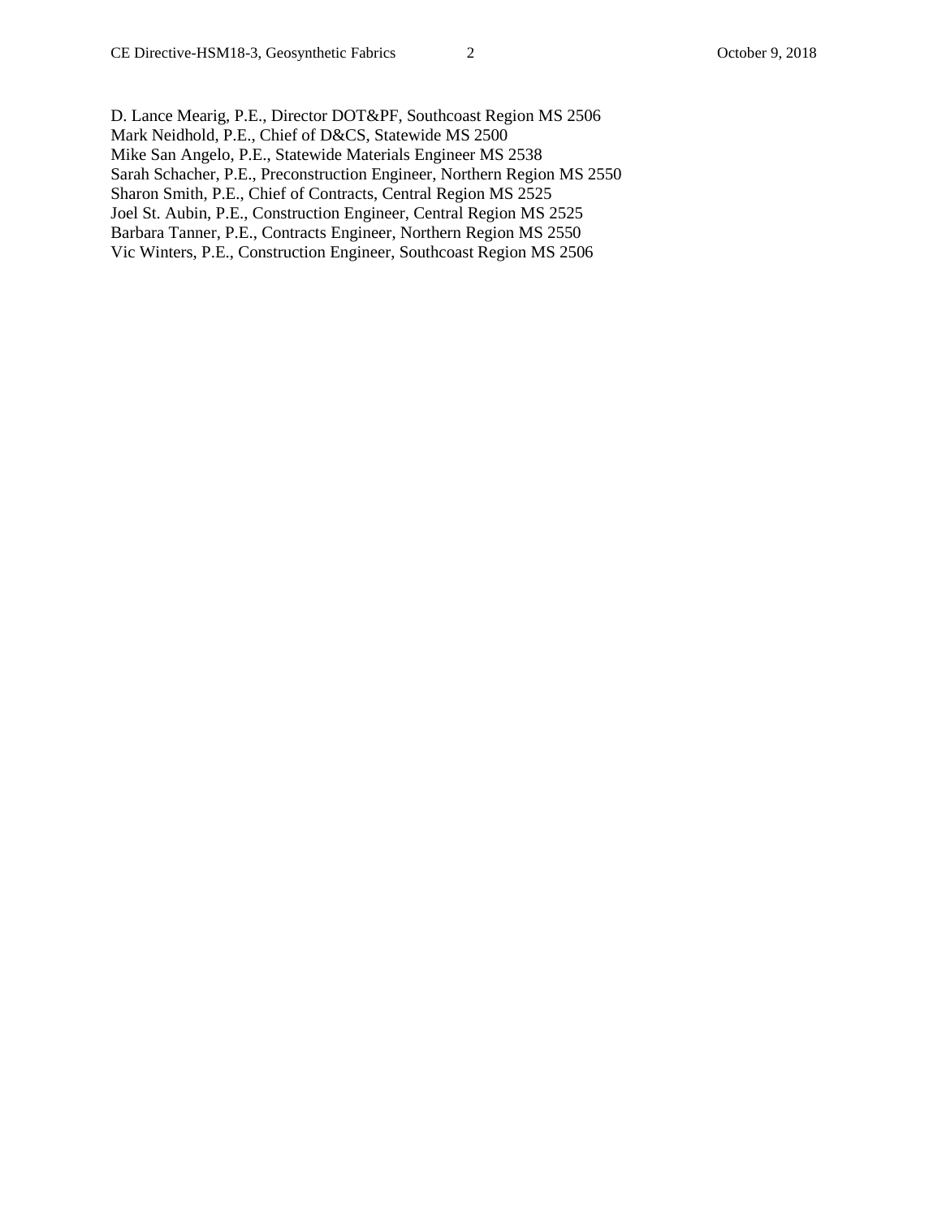D. Lance Mearig, P.E., Director DOT&PF, Southcoast Region MS 2506
Mark Neidhold, P.E., Chief of D&CS, Statewide MS 2500
Mike San Angelo, P.E., Statewide Materials Engineer MS 2538
Sarah Schacher, P.E., Preconstruction Engineer, Northern Region MS 2550
Sharon Smith, P.E., Chief of Contracts, Central Region MS 2525
Joel St. Aubin, P.E., Construction Engineer, Central Region MS 2525
Barbara Tanner, P.E., Contracts Engineer, Northern Region MS 2550
Vic Winters, P.E., Construction Engineer, Southcoast Region MS 2506